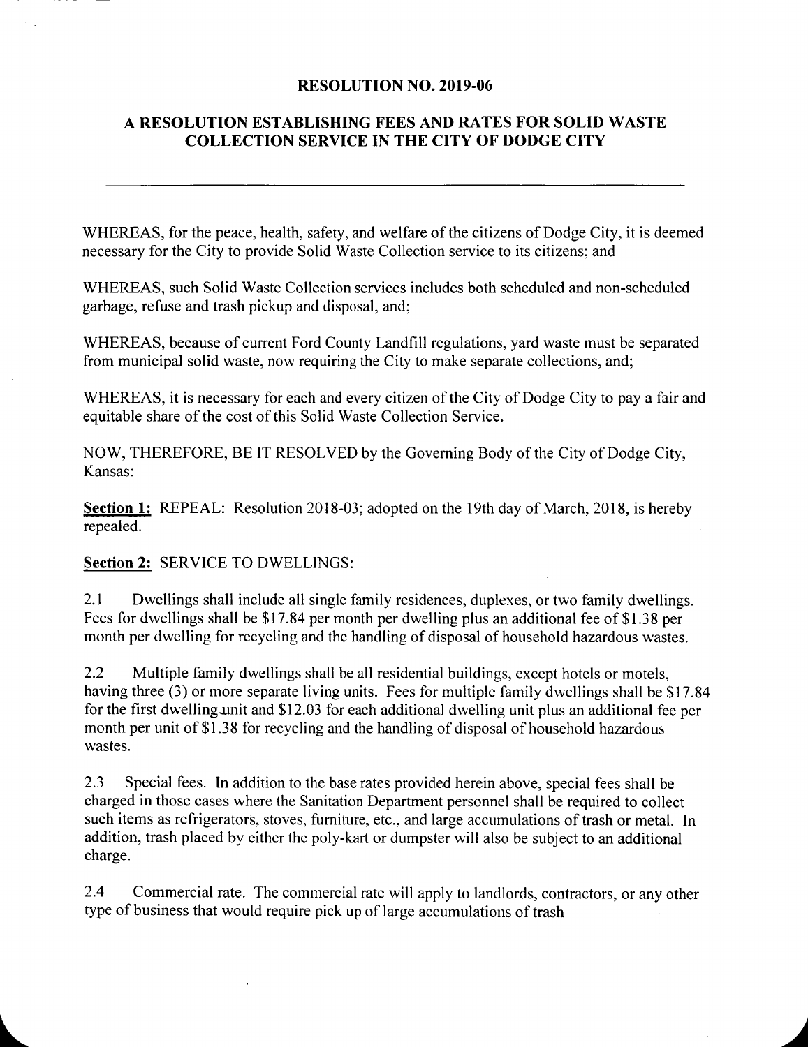# RESOLUTION NO. 2019-06

## A RESOLUTION ESTABLISHING FEES AND RATES FOR SOLID WASTE COLLECTION SERVICE IN THE CITY OF DODGE CITY

---

WHEREAS, for the peace, health, safety, and welfare of the citizens of Dodge City, it is deemed necessary for the City to provide Solid Waste Collection service to its citizens; and

WHEREAS, such Solid Waste Collection services includes both scheduled and non-scheduled garbage, refuse and trash pickup and disposal, and;

WHEREAS, because of current Ford County Landfill regulations, yard waste must be separated from municipal solid waste, now requiring the City to make separate collections, and;

WHEREAS, it is necessary for each and every citizen of the City of Dodge City to pay a fair and equitable share of the cost of this Solid Waste Collection Service.

NOW, THEREFORE, BE IT RESOLVED by the Governing Body of the City of Dodge City, Kansas:

**Section 1:** REPEAL: Resolution 2018-03; adopted on the 19th day of March, 2018, is hereby repealed.

**Section 2:** SERVICE TO DWELLINGS:

2.1 Dwellings shall include all single family residences, duplexes, or two family dwellings. Fees for dwellings shall be $17.84 per month per dwelling plus an additional fee of $1.38 per month per dwelling for recycling and the handling of disposal of household hazardous wastes.

2.2 Multiple family dwellings shall be all residential buildings, except hotels or motels, having three (3) or more separate living units. Fees for multiple family dwellings shall be $17.84 for the first dwelling unit and $12.03 for each additional dwelling unit plus an additional fee per month per unit of $1.38 for recycling and the handling of disposal of household hazardous wastes.

2.3 Special fees. In addition to the base rates provided herein above, special fees shall be charged in those cases where the Sanitation Department personnel shall be required to collect such items as refrigerators, stoves, furniture, etc., and large accumulations of trash or metal. In addition, trash placed by either the poly-kart or dumpster will also be subject to an additional charge.

2.4 Commercial rate. The commercial rate will apply to landlords, contractors, or any other type of business that would require pick up of large accumulations of trash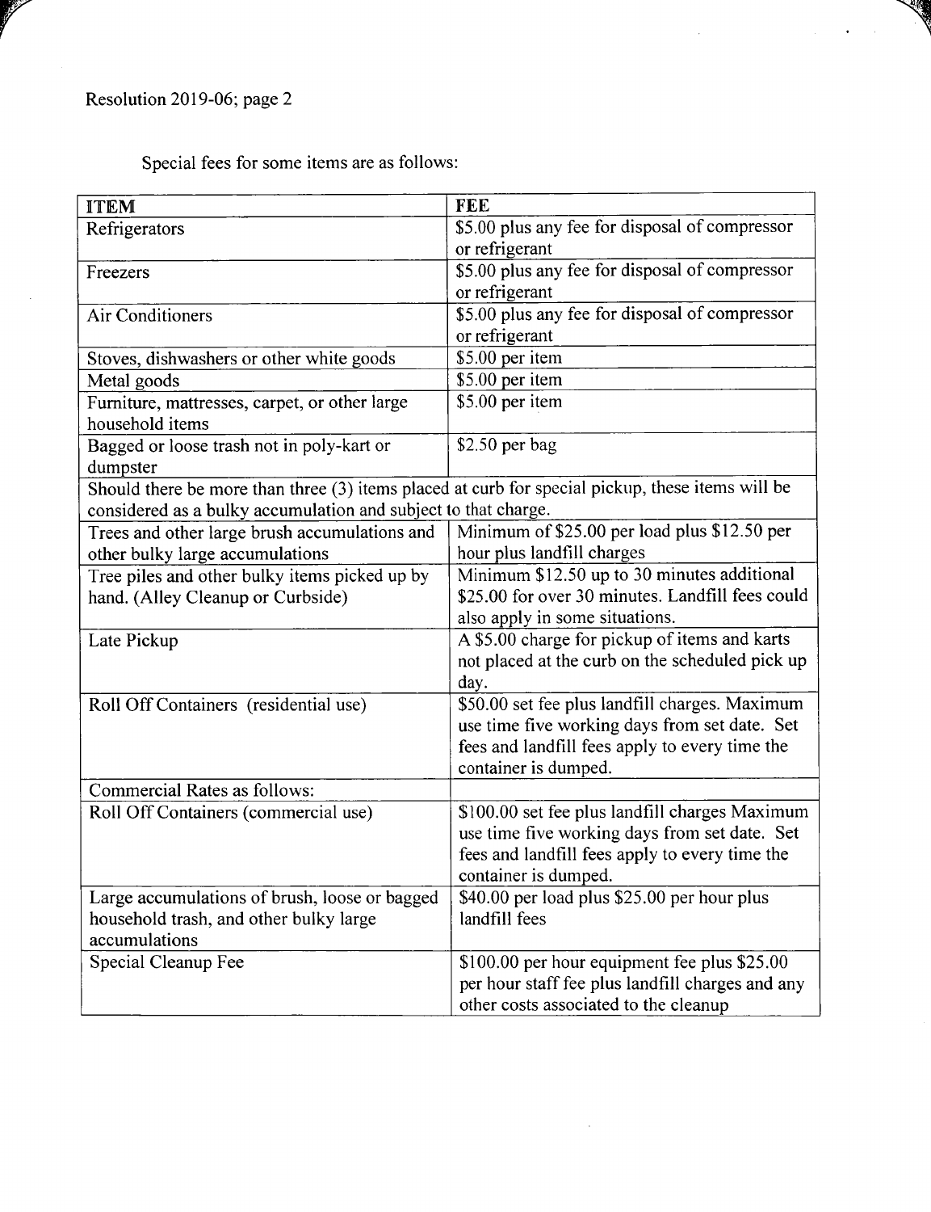Resolution 2019-06; page 2

Special fees for some items are as follows:

| ITEM | FEE |
|---|---|
| Refrigerators | $5.00 plus any fee for disposal of compressor or refrigerant |
| Freezers | $5.00 plus any fee for disposal of compressor or refrigerant |
| Air Conditioners | $5.00 plus any fee for disposal of compressor or refrigerant |
| Stoves, dishwashers or other white goods | $5.00 per item |
| Metal goods | $5.00 per item |
| Furniture, mattresses, carpet, or other large household items | $5.00 per item |
| Bagged or loose trash not in poly-kart or dumpster | $2.50 per bag |
| Should there be more than three (3) items placed at curb for special pickup, these items will be considered as a bulky accumulation and subject to that charge. | |
| Trees and other large brush accumulations and other bulky large accumulations | Minimum of $25.00 per load plus $12.50 per hour plus landfill charges |
| Tree piles and other bulky items picked up by hand. (Alley Cleanup or Curbside) | Minimum $12.50 up to 30 minutes additional $25.00 for over 30 minutes. Landfill fees could also apply in some situations. |
| Late Pickup | A $5.00 charge for pickup of items and karts not placed at the curb on the scheduled pick up day. |
| Roll Off Containers (residential use) | $50.00 set fee plus landfill charges. Maximum use time five working days from set date. Set fees and landfill fees apply to every time the container is dumped. |
| Commercial Rates as follows: | |
| Roll Off Containers (commercial use) | $100.00 set fee plus landfill charges Maximum use time five working days from set date. Set fees and landfill fees apply to every time the container is dumped. |
| Large accumulations of brush, loose or bagged household trash, and other bulky large accumulations | $40.00 per load plus $25.00 per hour plus landfill fees |
| Special Cleanup Fee | $100.00 per hour equipment fee plus $25.00 per hour staff fee plus landfill charges and any other costs associated to the cleanup |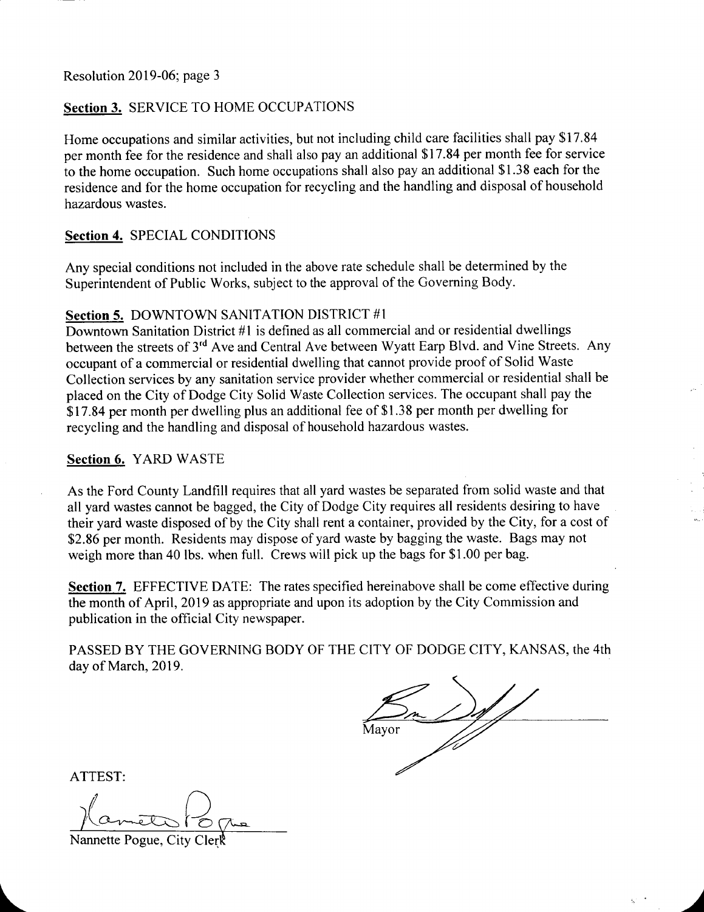Resolution 2019-06; page 3

**Section 3.** SERVICE TO HOME OCCUPATIONS

Home occupations and similar activities, but not including child care facilities shall pay $17.84 per month fee for the residence and shall also pay an additional $17.84 per month fee for service to the home occupation. Such home occupations shall also pay an additional $1.38 each for the residence and for the home occupation for recycling and the handling and disposal of household hazardous wastes.

**Section 4.** SPECIAL CONDITIONS

Any special conditions not included in the above rate schedule shall be determined by the Superintendent of Public Works, subject to the approval of the Governing Body.

**Section 5.** DOWNTOWN SANITATION DISTRICT #1

Downtown Sanitation District #1 is defined as all commercial and or residential dwellings between the streets of 3rd Ave and Central Ave between Wyatt Earp Blvd. and Vine Streets. Any occupant of a commercial or residential dwelling that cannot provide proof of Solid Waste Collection services by any sanitation service provider whether commercial or residential shall be placed on the City of Dodge City Solid Waste Collection services. The occupant shall pay the $17.84 per month per dwelling plus an additional fee of $1.38 per month per dwelling for recycling and the handling and disposal of household hazardous wastes.

**Section 6.** YARD WASTE

As the Ford County Landfill requires that all yard wastes be separated from solid waste and that all yard wastes cannot be bagged, the City of Dodge City requires all residents desiring to have their yard waste disposed of by the City shall rent a container, provided by the City, for a cost of $2.86 per month. Residents may dispose of yard waste by bagging the waste. Bags may not weigh more than 40 lbs. when full. Crews will pick up the bags for $1.00 per bag.

**Section 7.** EFFECTIVE DATE: The rates specified hereinabove shall be come effective during the month of April, 2019 as appropriate and upon its adoption by the City Commission and publication in the official City newspaper.

PASSED BY THE GOVERNING BODY OF THE CITY OF DODGE CITY, KANSAS, the 4th day of March, 2019.

Mayor

ATTEST:

Nannette Pogue, City Clerk